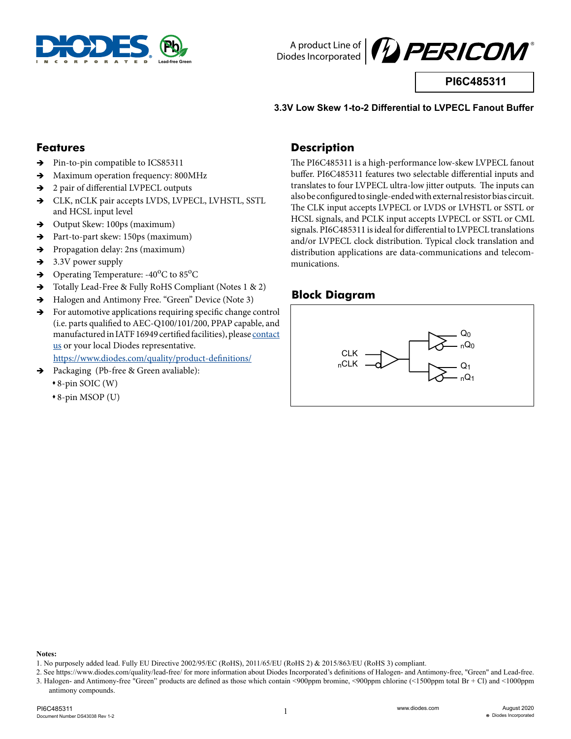A product Line of Diodes Incorporated

**PI6C485311**

**3.3V Low Skew 1-to-2 Differential to LVPECL Fanout Buffer**

## Features

- Pin-to-pin compatible to ICS85311
- Maximum operation frequency: 800MHz
- 2 pair of differential LVPECL outputs
- CLK, nCLK pair accepts LVDS, LVPECL, LVHSTL, SSTL and HCSL input level
- Output Skew: 100ps (maximum)
- Part-to-part skew: 150ps (maximum)
- Propagation delay: 2ns (maximum)
- 3.3V power supply
- Operating Temperature: -40°C to 85°C
- Totally Lead-Free & Fully RoHS Compliant (Notes 1 & 2)
- Halogen and Antimony Free. "Green" Device (Note 3)
- For automotive applications requiring specific change control (i.e. parts qualified to AEC-Q100/101/200, PPAP capable, and manufactured in IATF 16949 certified facilities), please contact us or your local Diodes representative.
  https://www.diodes.com/quality/product-definitions/
- Packaging (Pb-free & Green avaliable):
  - 8-pin SOIC (W)
  - 8-pin MSOP (U)

## Description

The PI6C485311 is a high-performance low-skew LVPECL fanout buffer. PI6C485311 features two selectable differential inputs and translates to four LVPECL ultra-low jitter outputs. The inputs can also be configured to single-ended with external resistor bias circuit. The CLK input accepts LVPECL or LVDS or LVHSTL or SSTL or HCSL signals, and PCLK input accepts LVPECL or SSTL or CML signals. PI6C485311 is ideal for differential to LVPECL translations and/or LVPECL clock distribution. Typical clock translation and distribution applications are data-communications and telecommunications.

## Block Diagram

CLK
nCLK
$Q_0$
$nQ_0$
$Q_1$
$nQ_1$

**Notes:**

1. No purposely added lead. Fully EU Directive 2002/95/EC (RoHS), 2011/65/EU (RoHS 2) & 2015/863/EU (RoHS 3) compliant.
2. See https://www.diodes.com/quality/lead-free/ for more information about Diodes Incorporated's definitions of Halogen- and Antimony-free, "Green" and Lead-free.
3. Halogen- and Antimony-free "Green" products are defined as those which contain <900ppm bromine, <900ppm chlorine (<1500ppm total Br + Cl) and <1000ppm antimony compounds.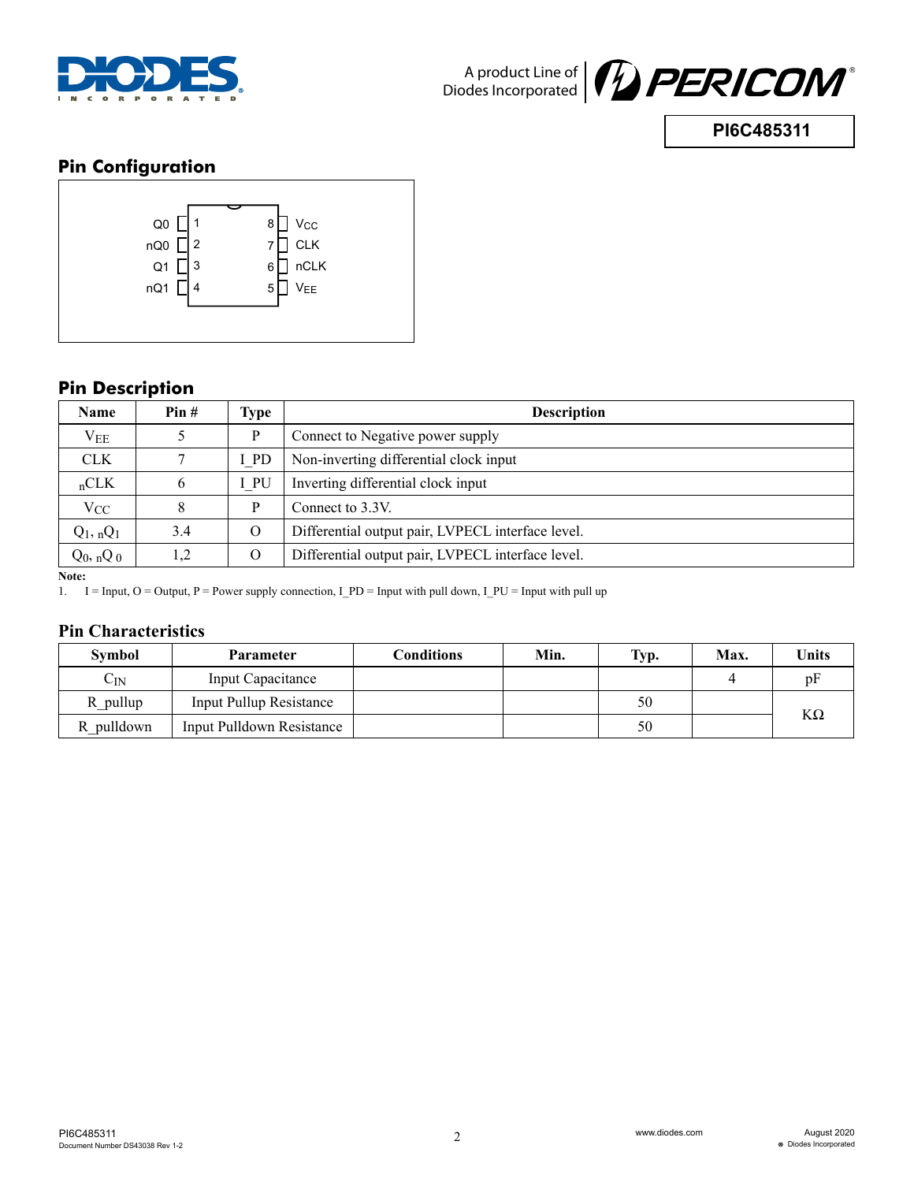## Pin Configuration

| | | | |
|---|---|---|---|
| Q0 | 1 | 8 | $V_{CC}$ |
| nQ0 | 2 | 7 | CLK |
| Q1 | 3 | 6 | nCLK |
| nQ1 | 4 | 5 | $V_{EE}$ |

## Pin Description

| Name | Pin # | Type | Description |
|---|---|---|---|
| $V_{EE}$ | 5 | P | Connect to Negative power supply |
| CLK | 7 | I_PD | Non-inverting differential clock input |
| $_n$CLK | 6 | I_PU | Inverting differential clock input |
| $V_{CC}$ | 8 | P | Connect to 3.3V. |
| $Q_1$, $nQ_1$ | 3.4 | O | Differential output pair, LVPECL interface level. |
| $Q_0$, $nQ_0$ | 1,2 | O | Differential output pair, LVPECL interface level. |

**Note:**

1. I = Input, O = Output, P = Power supply connection, I_PD = Input with pull down, I_PU = Input with pull up

## Pin Characteristics

| Symbol | Parameter | Conditions | Min. | Typ. | Max. | Units |
|---|---|---|---|---|---|---|
| $C_{IN}$ | Input Capacitance | | | | 4 | pF |
| R_pullup | Input Pullup Resistance | | | 50 | | KΩ |
| R_pulldown | Input Pulldown Resistance | | | 50 | | KΩ |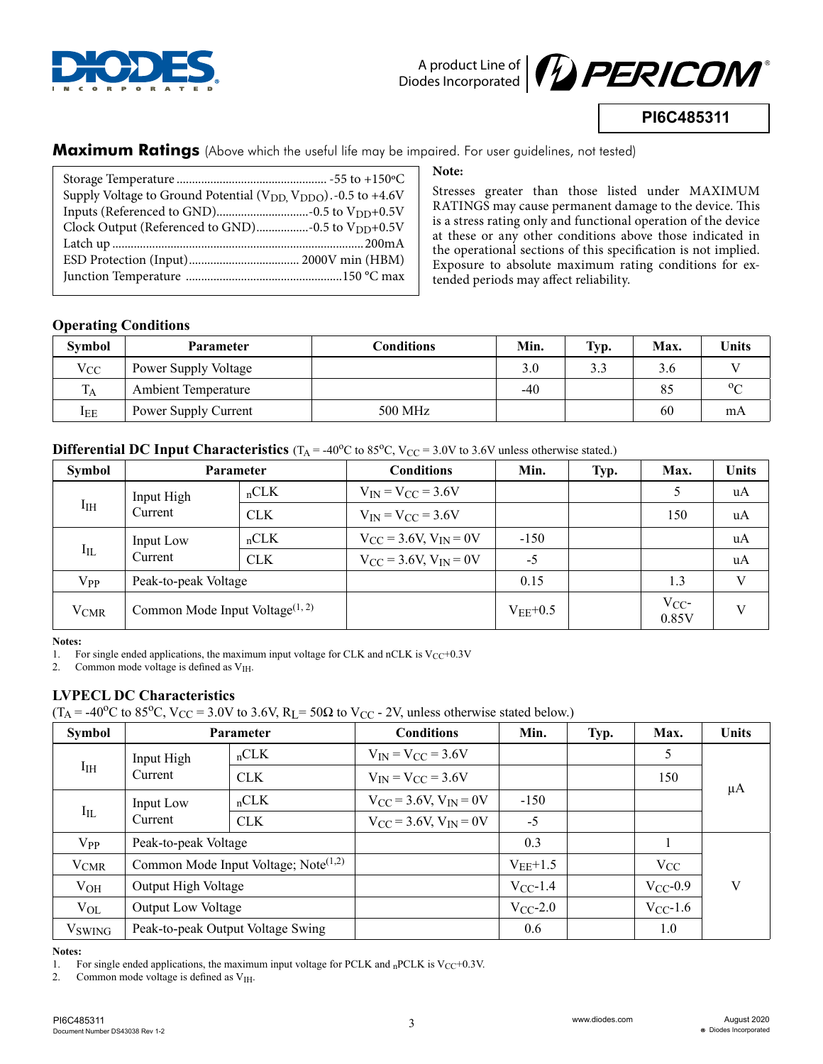## Maximum Ratings (Above which the useful life may be impaired. For user guidelines, not tested)

| | |
|---|---|
| Storage Temperature | -55 to +150°C |
| Supply Voltage to Ground Potential ($V_{DD}$, $V_{DDO}$) | -0.5 to +4.6V |
| Inputs (Referenced to GND) | -0.5 to $V_{DD}$+0.5V |
| Clock Output (Referenced to GND) | -0.5 to $V_{DD}$+0.5V |
| Latch up | 200mA |
| ESD Protection (Input) | 2000V min (HBM) |
| Junction Temperature | 150 °C max |

**Note:**

Stresses greater than those listed under MAXIMUM RATINGS may cause permanent damage to the device. This is a stress rating only and functional operation of the device at these or any other conditions above those indicated in the operational sections of this specification is not implied. Exposure to absolute maximum rating conditions for extended periods may affect reliability.

### Operating Conditions

| Symbol | Parameter | Conditions | Min. | Typ. | Max. | Units |
|---|---|---|---|---|---|---|
| $V_{CC}$ | Power Supply Voltage | | 3.0 | 3.3 | 3.6 | V |
| $T_A$ | Ambient Temperature | | -40 | | 85 | °C |
| $I_{EE}$ | Power Supply Current | 500 MHz | | | 60 | mA |

### Differential DC Input Characteristics ($T_A$ = -40°C to 85°C, $V_{CC}$ = 3.0V to 3.6V unless otherwise stated.)

| Symbol | Parameter | | Conditions | Min. | Typ. | Max. | Units |
|---|---|---|---|---|---|---|---|
| $I_{IH}$ | Input High Current | nCLK | $V_{IN} = V_{CC} = 3.6V$ | | | 5 | uA |
| | | CLK | $V_{IN} = V_{CC} = 3.6V$ | | | 150 | uA |
| $I_{IL}$ | Input Low Current | nCLK | $V_{CC} = 3.6V$, $V_{IN} = 0V$ | -150 | | | uA |
| | | CLK | $V_{CC} = 3.6V$, $V_{IN} = 0V$ | -5 | | | uA |
| $V_{PP}$ | Peak-to-peak Voltage | | | 0.15 | | 1.3 | V |
| $V_{CMR}$ | Common Mode Input Voltage(1, 2) | | | $V_{EE}$+0.5 | | $V_{CC}$-0.85V | V |

**Notes:**

1. For single ended applications, the maximum input voltage for CLK and nCLK is $V_{CC}$+0.3V
2. Common mode voltage is defined as $V_{IH}$.

### LVPECL DC Characteristics

($T_A$ = -40°C to 85°C, $V_{CC}$ = 3.0V to 3.6V, $R_L$= 50Ω to $V_{CC}$ - 2V, unless otherwise stated below.)

| Symbol | Parameter | | Conditions | Min. | Typ. | Max. | Units |
|---|---|---|---|---|---|---|---|
| $I_{IH}$ | Input High Current | nCLK | $V_{IN} = V_{CC} = 3.6V$ | | | 5 | µA |
| | | CLK | $V_{IN} = V_{CC} = 3.6V$ | | | 150 | |
| $I_{IL}$ | Input Low Current | nCLK | $V_{CC} = 3.6V$, $V_{IN} = 0V$ | -150 | | | |
| | | CLK | $V_{CC} = 3.6V$, $V_{IN} = 0V$ | -5 | | | |
| $V_{PP}$ | Peak-to-peak Voltage | | | 0.3 | | 1 | V |
| $V_{CMR}$ | Common Mode Input Voltage; Note(1,2) | | | $V_{EE}$+1.5 | | $V_{CC}$ | |
| $V_{OH}$ | Output High Voltage | | | $V_{CC}$-1.4 | | $V_{CC}$-0.9 | |
| $V_{OL}$ | Output Low Voltage | | | $V_{CC}$-2.0 | | $V_{CC}$-1.6 | |
| $V_{SWING}$ | Peak-to-peak Output Voltage Swing | | | 0.6 | | 1.0 | |

**Notes:**

1. For single ended applications, the maximum input voltage for PCLK and nPCLK is $V_{CC}$+0.3V.
2. Common mode voltage is defined as $V_{IH}$.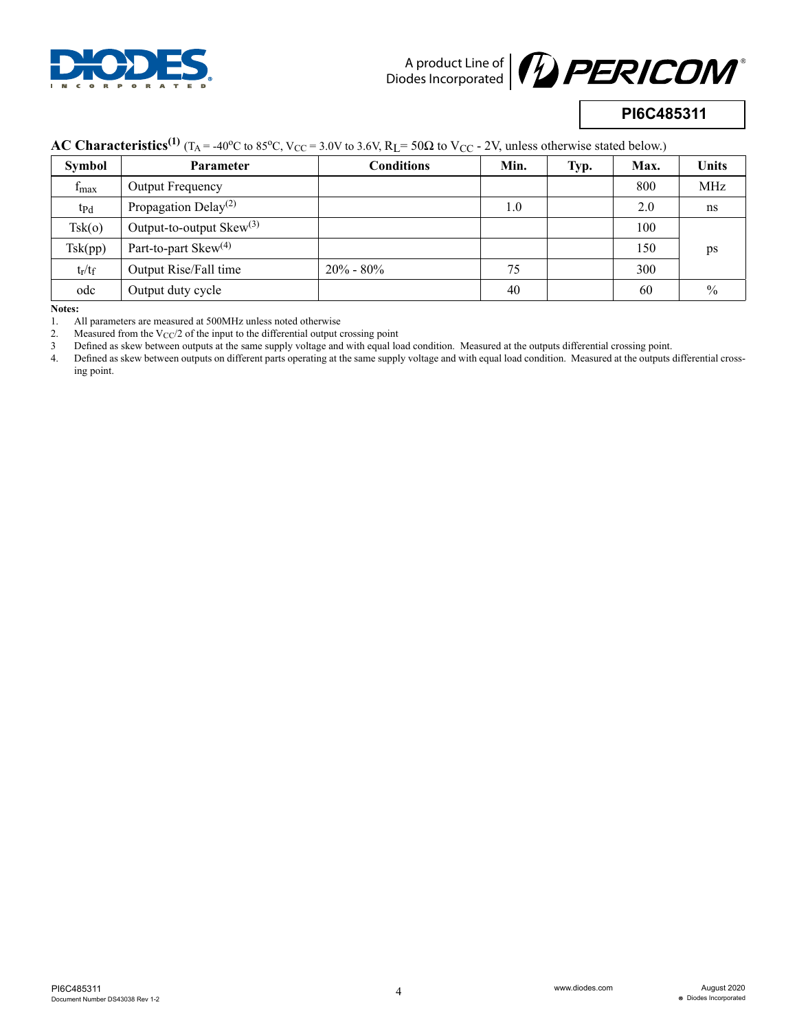## AC Characteristics[1] ($T_A$ = -40°C to 85°C, $V_{CC}$ = 3.0V to 3.6V, $R_L$= 50Ω to $V_{CC}$ - 2V, unless otherwise stated below.)

| Symbol | Parameter | Conditions | Min. | Typ. | Max. | Units |
|---|---|---|---|---|---|---|
| $f_{max}$ | Output Frequency | | | | 800 | MHz |
| $t_{Pd}$ | Propagation Delay[2] | | 1.0 | | 2.0 | ns |
| Tsk(o) | Output-to-output Skew[3] | | | | 100 | ps |
| Tsk(pp) | Part-to-part Skew[4] | | | | 150 | ps |
| $t_r/t_f$ | Output Rise/Fall time | 20% - 80% | 75 | | 300 | ps |
| odc | Output duty cycle | | 40 | | 60 | % |

**Notes:**

1. All parameters are measured at 500MHz unless noted otherwise
2. Measured from the $V_{CC}/2$ of the input to the differential output crossing point
3. Defined as skew between outputs at the same supply voltage and with equal load condition. Measured at the outputs differential crossing point.
4. Defined as skew between outputs on different parts operating at the same supply voltage and with equal load condition. Measured at the outputs differential crossing point.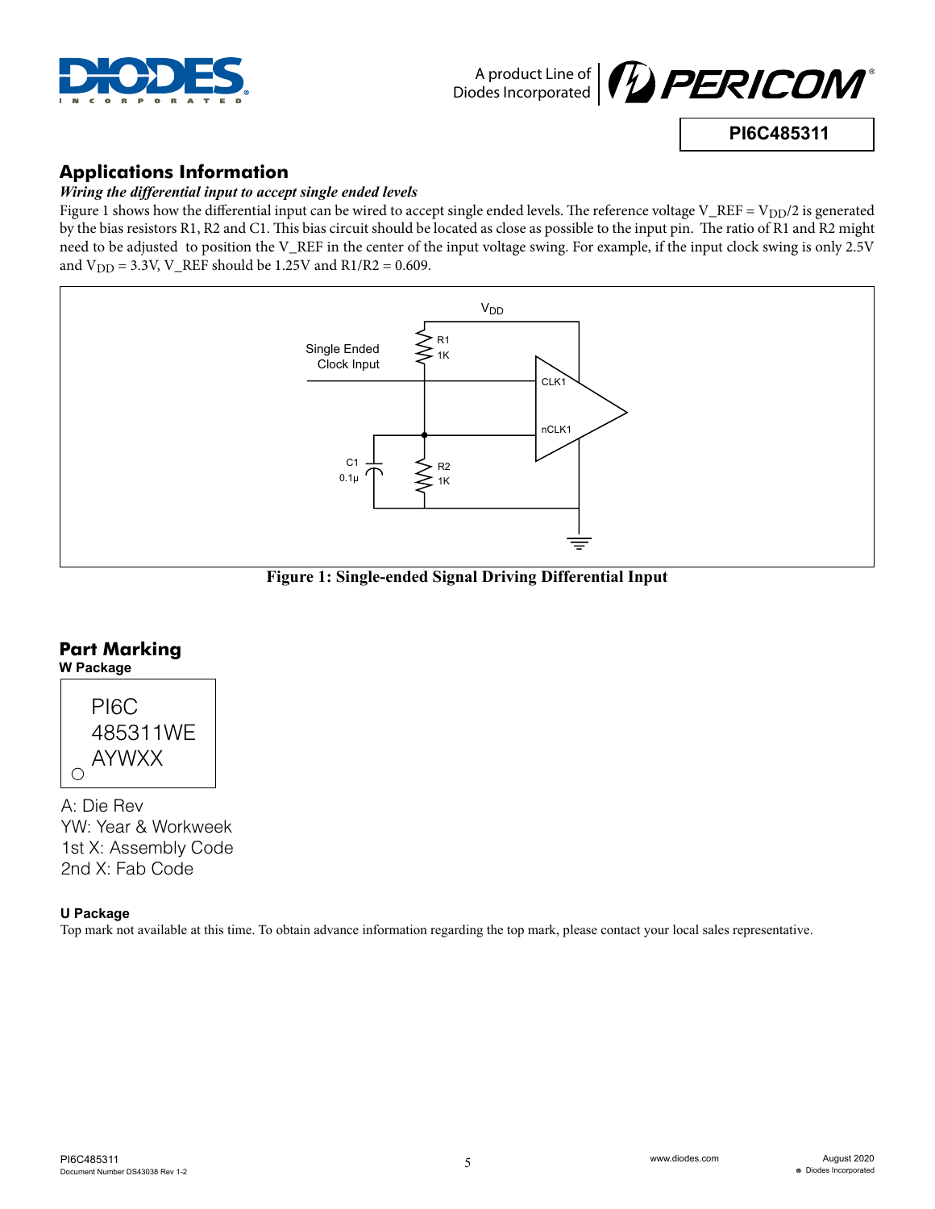## Applications Information

### *Wiring the differential input to accept single ended levels*

Figure 1 shows how the differential input can be wired to accept single ended levels. The reference voltage V_REF = $V_{DD}/2$ is generated by the bias resistors R1, R2 and C1. This bias circuit should be located as close as possible to the input pin. The ratio of R1 and R2 might need to be adjusted to position the V_REF in the center of the input voltage swing. For example, if the input clock swing is only 2.5V and $V_{DD}$ = 3.3V, V_REF should be 1.25V and R1/R2 = 0.609.

**Figure 1: Single-ended Signal Driving Differential Input**

## Part Marking

**W Package**

```
PI6C
485311WE
AYWXX
```

A: Die Rev
YW: Year & Workweek
1st X: Assembly Code
2nd X: Fab Code

**U Package**

Top mark not available at this time. To obtain advance information regarding the top mark, please contact your local sales representative.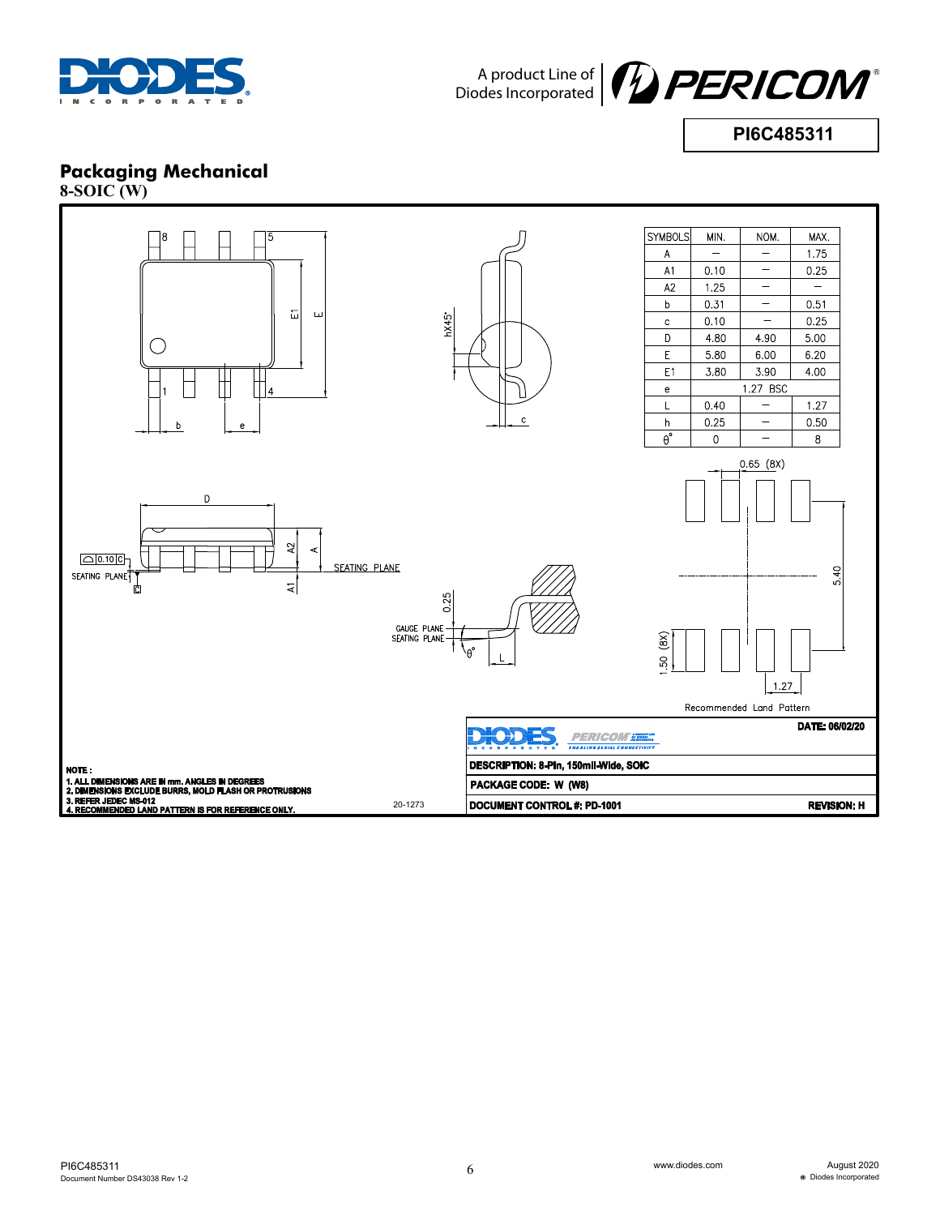## Packaging Mechanical

**8-SOIC (W)**

| SYMBOLS | MIN. | NOM. | MAX. |
|---|---|---|---|
| A | — | — | 1.75 |
| A1 | 0.10 | — | 0.25 |
| A2 | 1.25 | — | — |
| b | 0.31 | — | 0.51 |
| c | 0.10 | — | 0.25 |
| D | 4.80 | 4.90 | 5.00 |
| E | 5.80 | 6.00 | 6.20 |
| E1 | 3.80 | 3.90 | 4.00 |
| e | | 1.27 BSC | |
| L | 0.40 | — | 1.27 |
| h | 0.25 | — | 0.50 |
| θ° | 0 | — | 8 |

Recommended Land Pattern

**NOTE :**
**1. ALL DIMENSIONS ARE IN mm. ANGLES IN DEGREES**
**2. DIMENSIONS EXCLUDE BURRS, MOLD FLASH OR PROTRUSIONS**
**3. REFER JEDEC MS-012**
**4. RECOMMENDED LAND PATTERN IS FOR REFERENCE ONLY.**

20-1273

**DATE: 06/02/20**

**DESCRIPTION: 8-Pin, 150mil-Wide, SOIC**

**PACKAGE CODE: W (W8)**

**DOCUMENT CONTROL #: PD-1001** | **REVISION: H**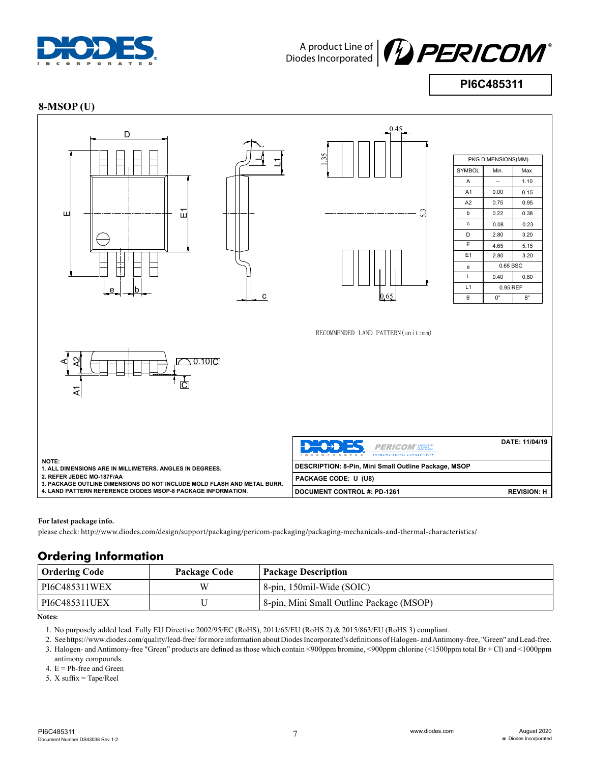## 8-MSOP (U)

| PKG DIMENSIONS(MM) | | |
|---|---|---|
| SYMBOL | Min. | Max. |
| A | -- | 1.10 |
| A1 | 0.00 | 0.15 |
| A2 | 0.75 | 0.95 |
| b | 0.22 | 0.38 |
| c | 0.08 | 0.23 |
| D | 2.80 | 3.20 |
| E | 4.65 | 5.15 |
| E1 | 2.80 | 3.20 |
| e | 0.65 BSC | |
| L | 0.40 | 0.80 |
| L1 | 0.95 REF | |
| θ | 0° | 8° |

RECOMMENDED LAND PATTERN(unit:mm)

**NOTE:**
1. ALL DIMENSIONS ARE IN MILLIMETERS. ANGLES IN DEGREES.
2. REFER JEDEC MO-187F/AA
3. PACKAGE OUTLINE DIMENSIONS DO NOT INCLUDE MOLD FLASH AND METAL BURR.
4. LAND PATTERN REFERENCE DIODES MSOP-8 PACKAGE INFORMATION.

**DATE: 11/04/19**
**DESCRIPTION: 8-Pin, Mini Small Outline Package, MSOP**
**PACKAGE CODE: U (U8)**
**DOCUMENT CONTROL #: PD-1261** **REVISION: H**

**For latest package info.**

please check: http://www.diodes.com/design/support/packaging/pericom-packaging/packaging-mechanicals-and-thermal-characteristics/

## Ordering Information

| Ordering Code | Package Code | Package Description |
|---|---|---|
| PI6C485311WEX | W | 8-pin, 150mil-Wide (SOIC) |
| PI6C485311UEX | U | 8-pin, Mini Small Outline Package (MSOP) |

**Notes:**

1. No purposely added lead. Fully EU Directive 2002/95/EC (RoHS), 2011/65/EU (RoHS 2) & 2015/863/EU (RoHS 3) compliant.
2. See https://www.diodes.com/quality/lead-free/ for more information about Diodes Incorporated's definitions of Halogen- and Antimony-free, "Green" and Lead-free.
3. Halogen- and Antimony-free "Green" products are defined as those which contain <900ppm bromine, <900ppm chlorine (<1500ppm total Br + Cl) and <1000ppm antimony compounds.
4. E = Pb-free and Green
5. X suffix = Tape/Reel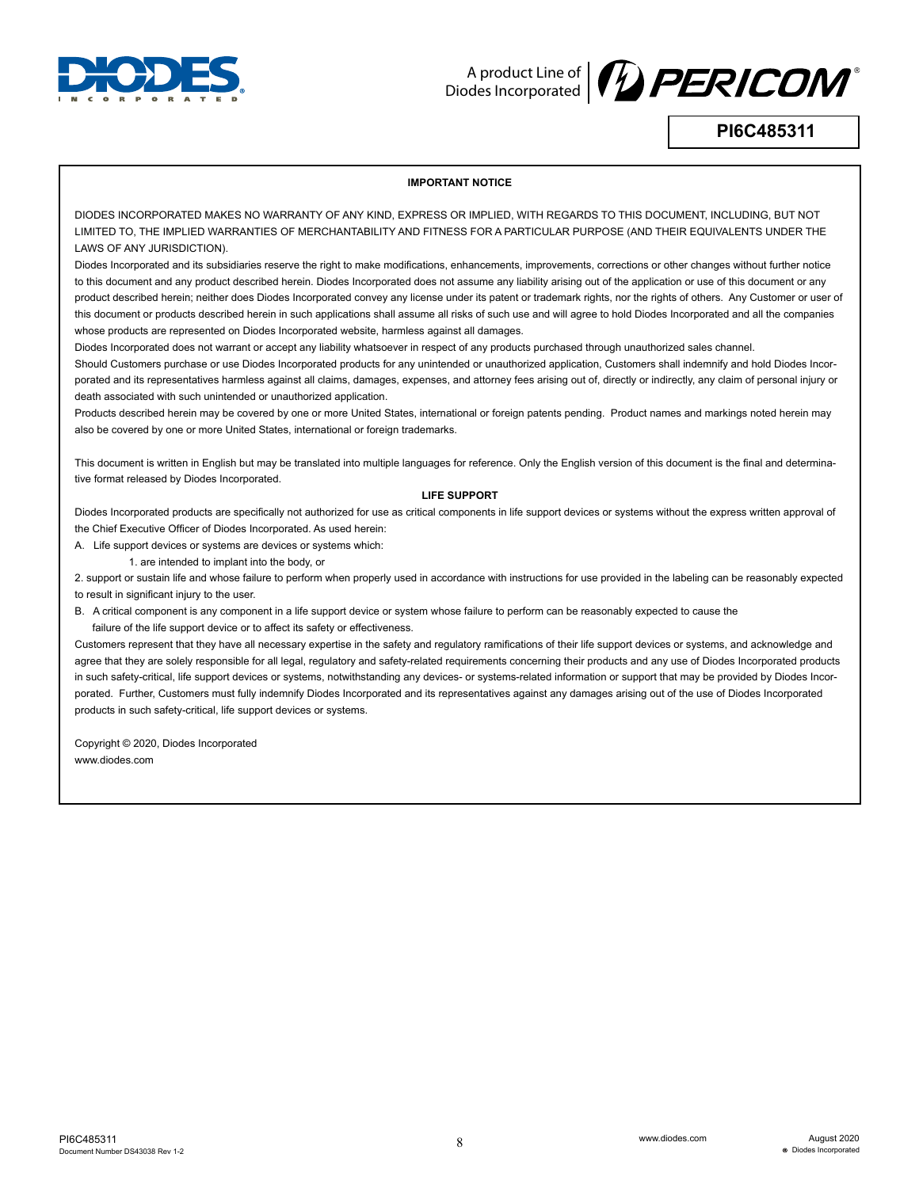## IMPORTANT NOTICE

DIODES INCORPORATED MAKES NO WARRANTY OF ANY KIND, EXPRESS OR IMPLIED, WITH REGARDS TO THIS DOCUMENT, INCLUDING, BUT NOT LIMITED TO, THE IMPLIED WARRANTIES OF MERCHANTABILITY AND FITNESS FOR A PARTICULAR PURPOSE (AND THEIR EQUIVALENTS UNDER THE LAWS OF ANY JURISDICTION).

Diodes Incorporated and its subsidiaries reserve the right to make modifications, enhancements, improvements, corrections or other changes without further notice to this document and any product described herein. Diodes Incorporated does not assume any liability arising out of the application or use of this document or any product described herein; neither does Diodes Incorporated convey any license under its patent or trademark rights, nor the rights of others. Any Customer or user of this document or products described herein in such applications shall assume all risks of such use and will agree to hold Diodes Incorporated and all the companies whose products are represented on Diodes Incorporated website, harmless against all damages.

Diodes Incorporated does not warrant or accept any liability whatsoever in respect of any products purchased through unauthorized sales channel.

Should Customers purchase or use Diodes Incorporated products for any unintended or unauthorized application, Customers shall indemnify and hold Diodes Incorporated and its representatives harmless against all claims, damages, expenses, and attorney fees arising out of, directly or indirectly, any claim of personal injury or death associated with such unintended or unauthorized application.

Products described herein may be covered by one or more United States, international or foreign patents pending. Product names and markings noted herein may also be covered by one or more United States, international or foreign trademarks.

This document is written in English but may be translated into multiple languages for reference. Only the English version of this document is the final and determinative format released by Diodes Incorporated.

## LIFE SUPPORT

Diodes Incorporated products are specifically not authorized for use as critical components in life support devices or systems without the express written approval of the Chief Executive Officer of Diodes Incorporated. As used herein:

A. Life support devices or systems are devices or systems which:

1. are intended to implant into the body, or

2. support or sustain life and whose failure to perform when properly used in accordance with instructions for use provided in the labeling can be reasonably expected to result in significant injury to the user.

B. A critical component is any component in a life support device or system whose failure to perform can be reasonably expected to cause the failure of the life support device or to affect its safety or effectiveness.

Customers represent that they have all necessary expertise in the safety and regulatory ramifications of their life support devices or systems, and acknowledge and agree that they are solely responsible for all legal, regulatory and safety-related requirements concerning their products and any use of Diodes Incorporated products in such safety-critical, life support devices or systems, notwithstanding any devices- or systems-related information or support that may be provided by Diodes Incorporated. Further, Customers must fully indemnify Diodes Incorporated and its representatives against any damages arising out of the use of Diodes Incorporated products in such safety-critical, life support devices or systems.

Copyright © 2020, Diodes Incorporated

www.diodes.com